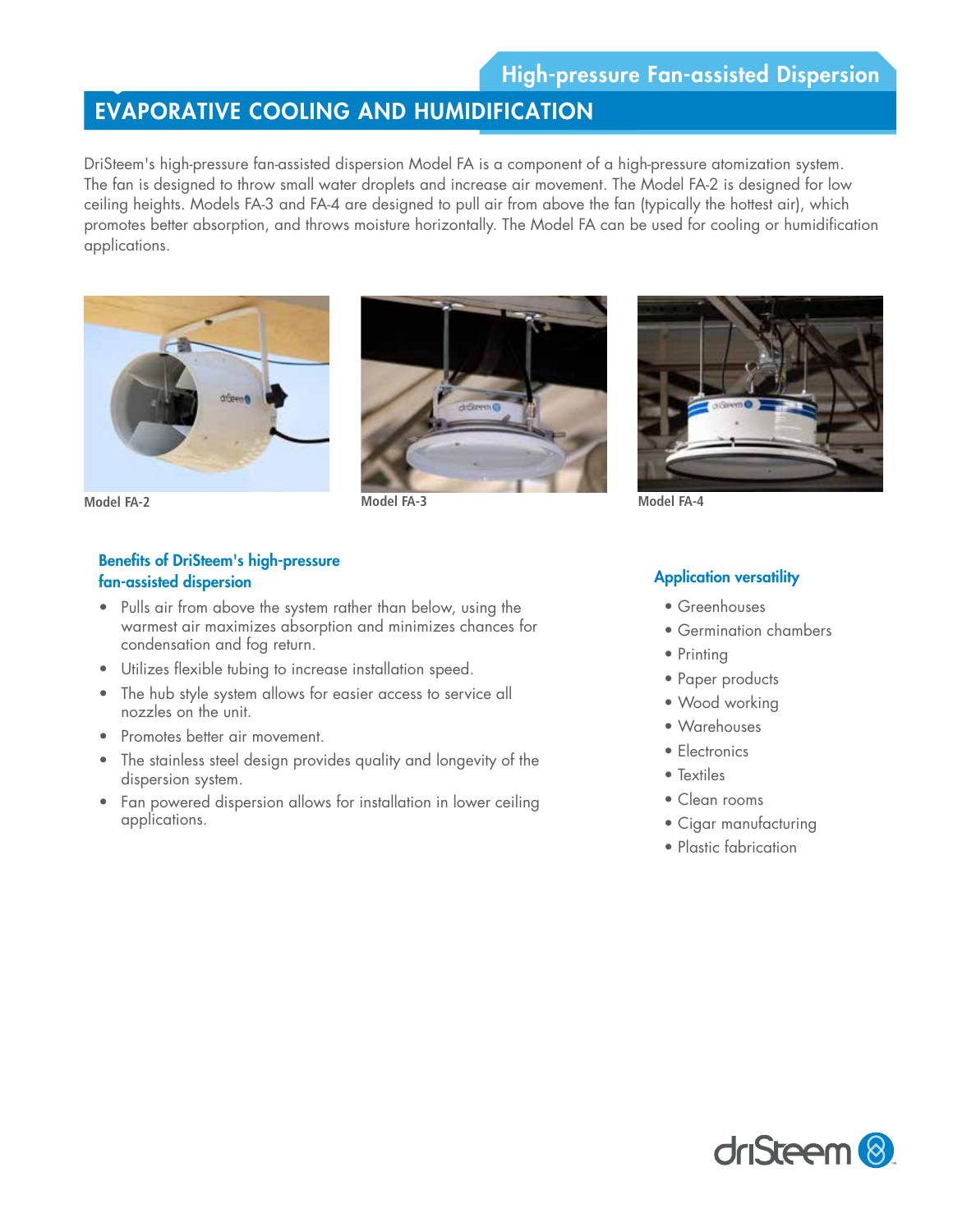## High-pressure Fan-assisted Dispersion

# EVAPORATIVE COOLING AND HUMIDIFICATION

DriSteem's high-pressure fan-assisted dispersion Model FA is a component of a high-pressure atomization system. The fan is designed to throw small water droplets and increase air movement. The Model FA-2 is designed for low ceiling heights. Models FA-3 and FA-4 are designed to pull air from above the fan (typically the hottest air), which promotes better absorption, and throws moisture horizontally. The Model FA can be used for cooling or humidification applications.

Model FA-2

Model FA-3

Model FA-4

### Benefits of DriSteem's high-pressure fan-assisted dispersion

- Pulls air from above the system rather than below, using the warmest air maximizes absorption and minimizes chances for condensation and fog return.
- Utilizes flexible tubing to increase installation speed.
- The hub style system allows for easier access to service all nozzles on the unit.
- Promotes better air movement.
- The stainless steel design provides quality and longevity of the dispersion system.
- Fan powered dispersion allows for installation in lower ceiling applications.

### Application versatility

- Greenhouses
- Germination chambers
- Printing
- Paper products
- Wood working
- Warehouses
- Electronics
- Textiles
- Clean rooms
- Cigar manufacturing
- Plastic fabrication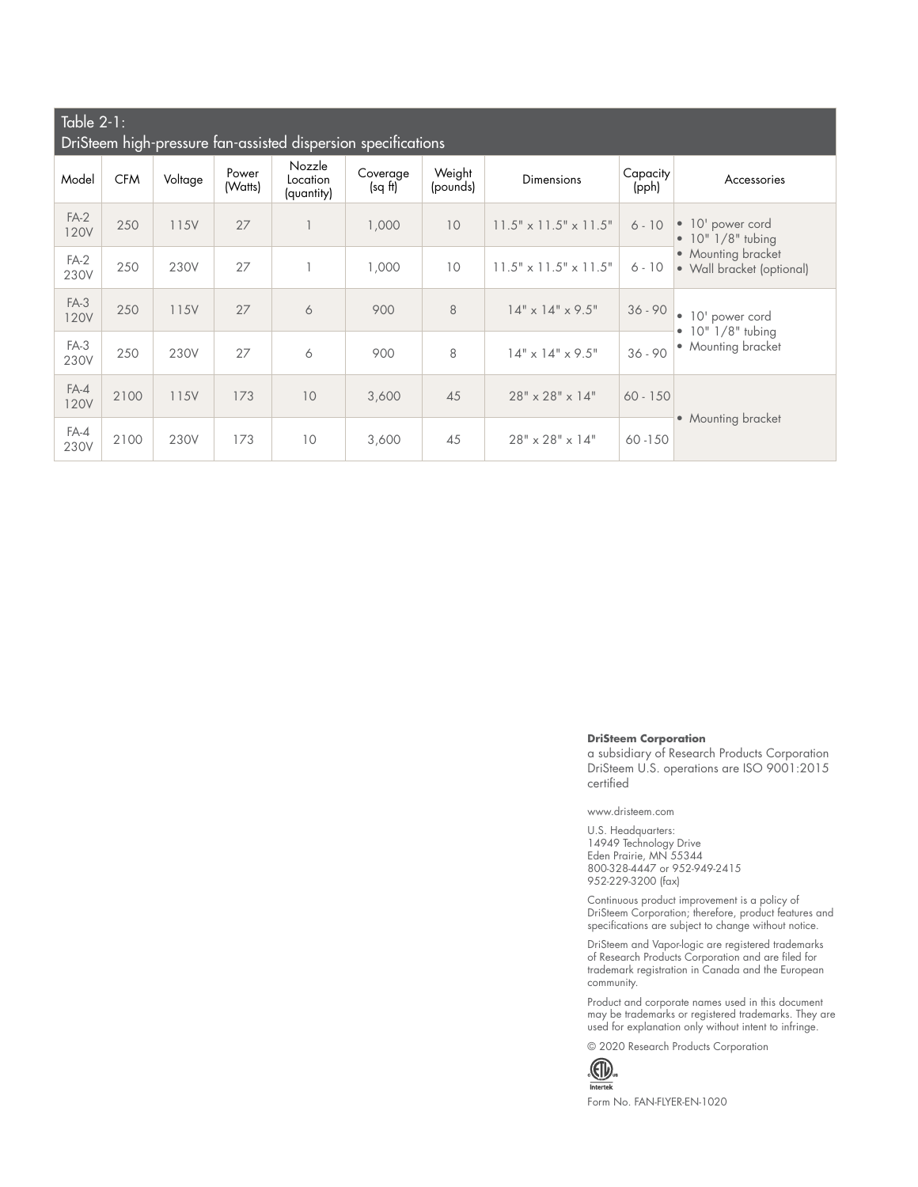Table 2-1:
DriSteem high-pressure fan-assisted dispersion specifications

| Model | CFM | Voltage | Power (Watts) | Nozzle Location (quantity) | Coverage (sq ft) | Weight (pounds) | Dimensions | Capacity (pph) | Accessories |
|---|---|---|---|---|---|---|---|---|---|
| FA-2 120V | 250 | 115V | 27 | 1 | 1,000 | 10 | 11.5" x 11.5" x 11.5" | 6 - 10 | • 10' power cord<br>• 10" 1/8" tubing<br>• Mounting bracket<br>• Wall bracket (optional) |
| FA-2 230V | 250 | 230V | 27 | 1 | 1,000 | 10 | 11.5" x 11.5" x 11.5" | 6 - 10 | |
| FA-3 120V | 250 | 115V | 27 | 6 | 900 | 8 | 14" x 14" x 9.5" | 36 - 90 | • 10' power cord<br>• 10" 1/8" tubing<br>• Mounting bracket |
| FA-3 230V | 250 | 230V | 27 | 6 | 900 | 8 | 14" x 14" x 9.5" | 36 - 90 | |
| FA-4 120V | 2100 | 115V | 173 | 10 | 3,600 | 45 | 28" x 28" x 14" | 60 - 150 | • Mounting bracket |
| FA-4 230V | 2100 | 230V | 173 | 10 | 3,600 | 45 | 28" x 28" x 14" | 60 -150 | |

**DriSteem Corporation**
a subsidiary of Research Products Corporation
DriSteem U.S. operations are ISO 9001:2015 certified

www.dristeem.com

U.S. Headquarters:
14949 Technology Drive
Eden Prairie, MN 55344
800-328-4447 or 952-949-2415
952-229-3200 (fax)

Continuous product improvement is a policy of DriSteem Corporation; therefore, product features and specifications are subject to change without notice.

DriSteem and Vapor-logic are registered trademarks of Research Products Corporation and are filed for trademark registration in Canada and the European community.

Product and corporate names used in this document may be trademarks or registered trademarks. They are used for explanation only without intent to infringe.

© 2020 Research Products Corporation

Intertek

Form No. FAN-FLYER-EN-1020